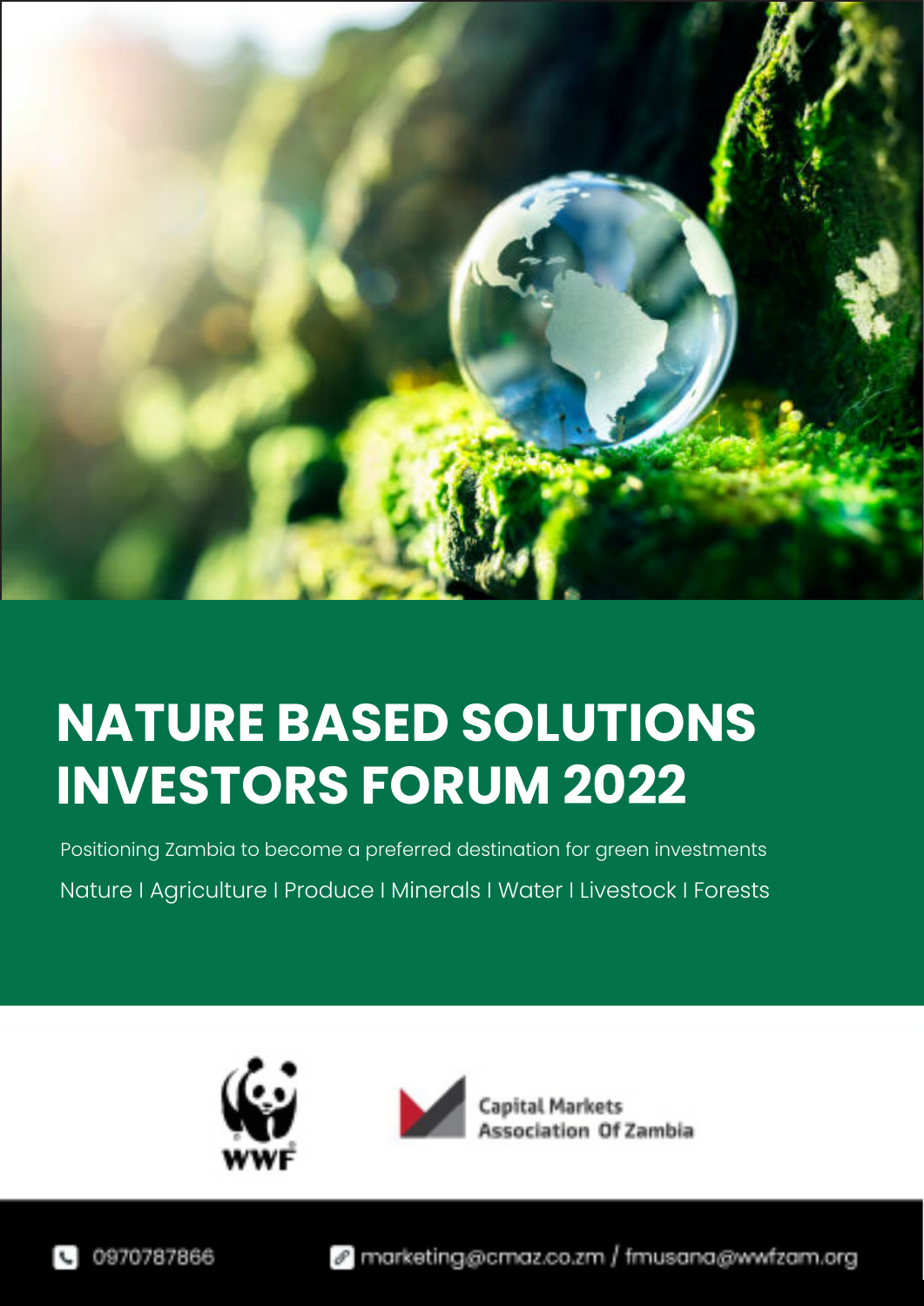# NATURE BASED SOLUTIONS INVESTORS FORUM 2022

Positioning Zambia to become a preferred destination for green investments

Nature I Agriculture I Produce I Minerals I Water I Livestock I Forests

WWF

Capital Markets Association Of Zambia

0970787866

marketing@cmaz.co.zm / fmusana@wwfzam.org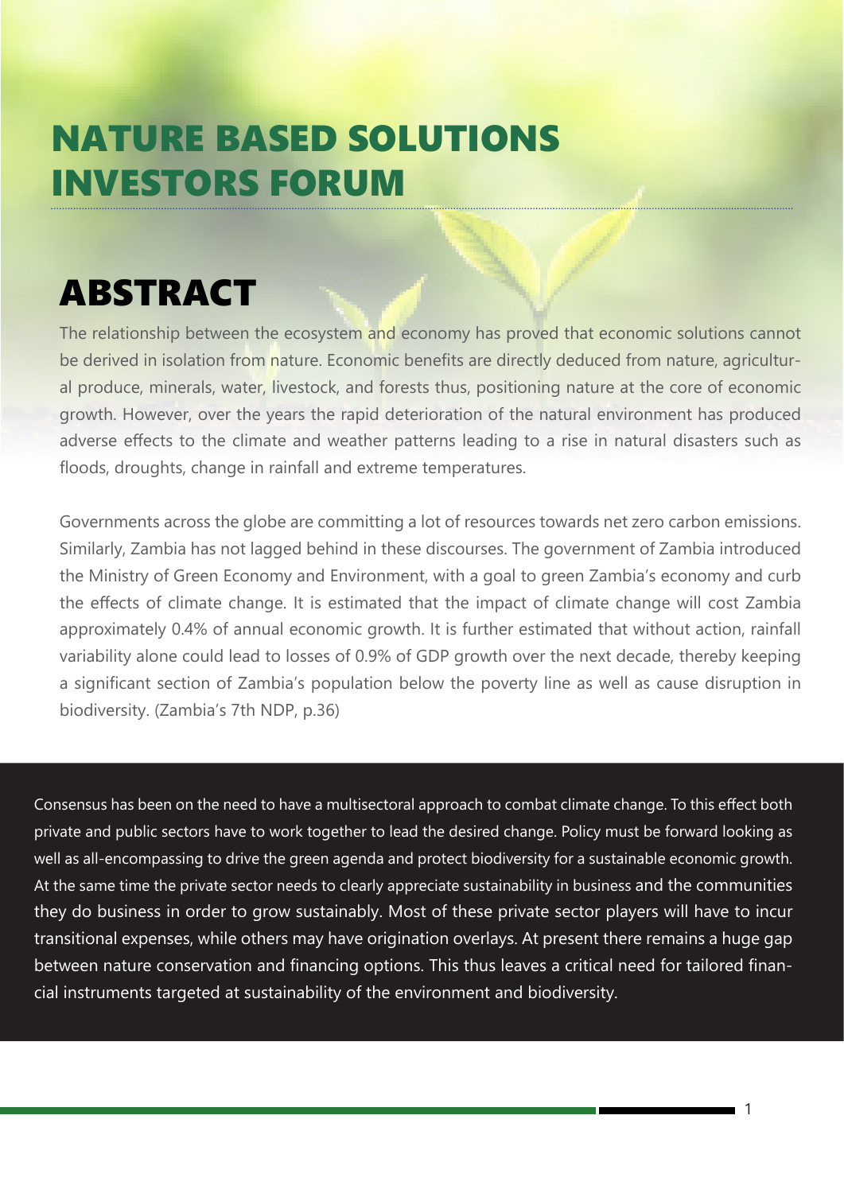# NATURE BASED SOLUTIONS INVESTORS FORUM

## ABSTRACT

The relationship between the ecosystem and economy has proved that economic solutions cannot be derived in isolation from nature. Economic benefits are directly deduced from nature, agricultural produce, minerals, water, livestock, and forests thus, positioning nature at the core of economic growth. However, over the years the rapid deterioration of the natural environment has produced adverse effects to the climate and weather patterns leading to a rise in natural disasters such as floods, droughts, change in rainfall and extreme temperatures.

Governments across the globe are committing a lot of resources towards net zero carbon emissions. Similarly, Zambia has not lagged behind in these discourses. The government of Zambia introduced the Ministry of Green Economy and Environment, with a goal to green Zambia's economy and curb the effects of climate change. It is estimated that the impact of climate change will cost Zambia approximately 0.4% of annual economic growth. It is further estimated that without action, rainfall variability alone could lead to losses of 0.9% of GDP growth over the next decade, thereby keeping a significant section of Zambia's population below the poverty line as well as cause disruption in biodiversity. (Zambia's 7th NDP, p.36)

Consensus has been on the need to have a multisectoral approach to combat climate change. To this effect both private and public sectors have to work together to lead the desired change. Policy must be forward looking as well as all-encompassing to drive the green agenda and protect biodiversity for a sustainable economic growth. At the same time the private sector needs to clearly appreciate sustainability in business and the communities they do business in order to grow sustainably. Most of these private sector players will have to incur transitional expenses, while others may have origination overlays. At present there remains a huge gap between nature conservation and financing options. This thus leaves a critical need for tailored financial instruments targeted at sustainability of the environment and biodiversity.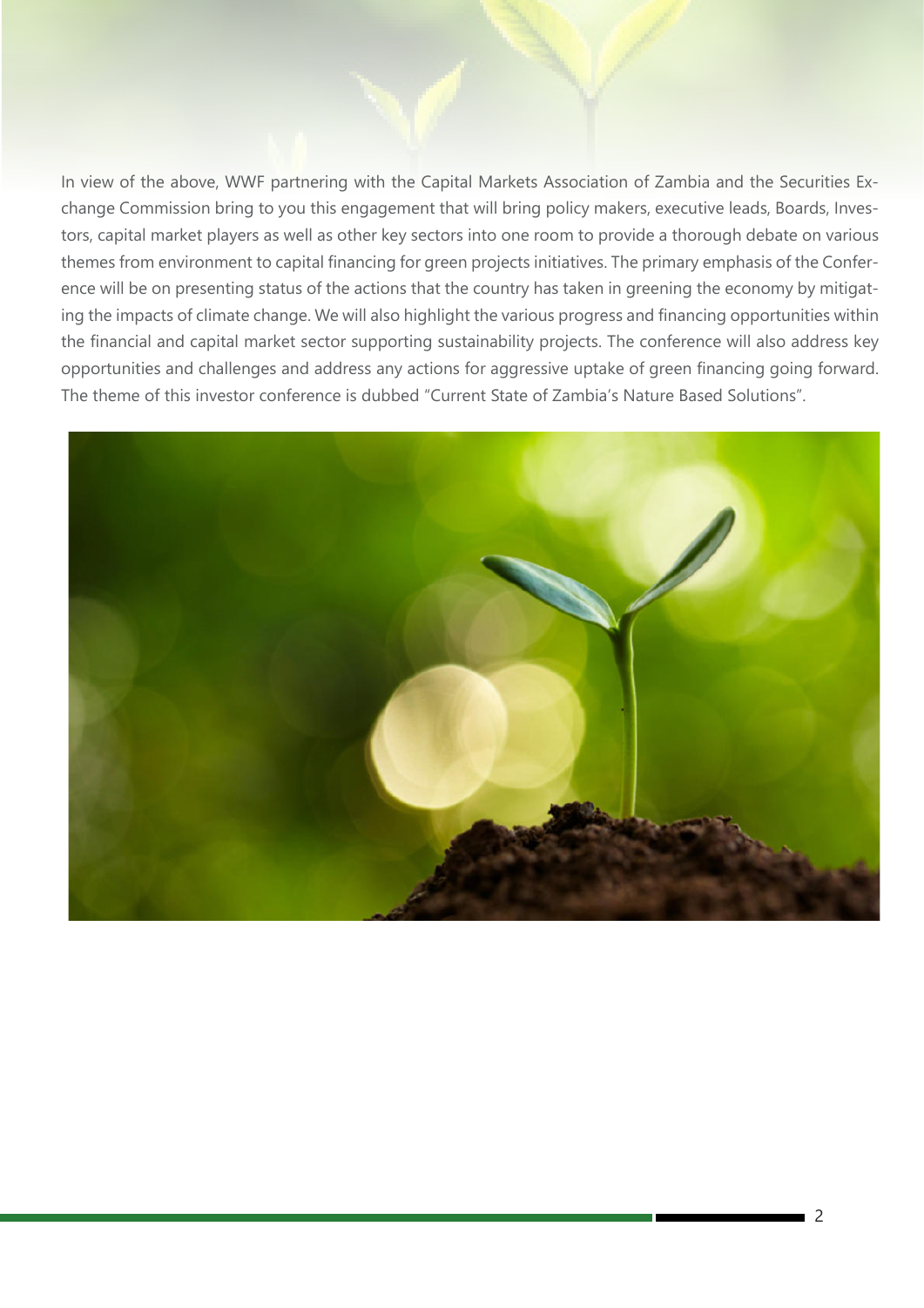In view of the above, WWF partnering with the Capital Markets Association of Zambia and the Securities Exchange Commission bring to you this engagement that will bring policy makers, executive leads, Boards, Investors, capital market players as well as other key sectors into one room to provide a thorough debate on various themes from environment to capital financing for green projects initiatives. The primary emphasis of the Conference will be on presenting status of the actions that the country has taken in greening the economy by mitigating the impacts of climate change. We will also highlight the various progress and financing opportunities within the financial and capital market sector supporting sustainability projects. The conference will also address key opportunities and challenges and address any actions for aggressive uptake of green financing going forward. The theme of this investor conference is dubbed "Current State of Zambia's Nature Based Solutions".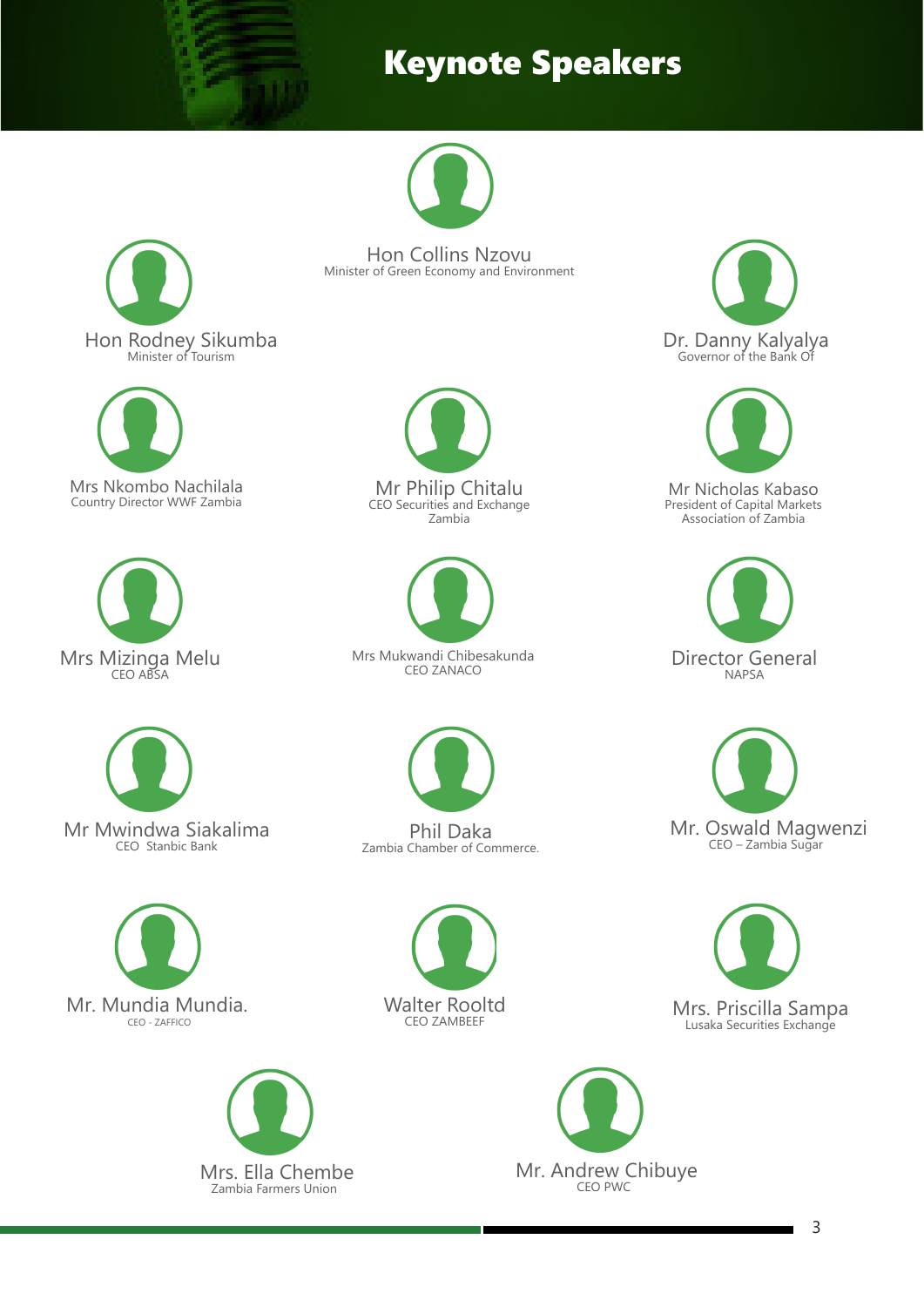# Keynote Speakers

**Hon Collins Nzovu**
Minister of Green Economy and Environment

**Hon Rodney Sikumba**
Minister of Tourism

**Dr. Danny Kalyalya**
Governor of the Bank Of

**Mrs Nkombo Nachilala**
Country Director WWF Zambia

**Mr Philip Chitalu**
CEO Securities and Exchange Zambia

**Mr Nicholas Kabaso**
President of Capital Markets Association of Zambia

**Mrs Mizinga Melu**
CEO ABSA

**Mrs Mukwandi Chibesakunda**
CEO ZANACO

**Director General**
NAPSA

**Mr Mwindwa Siakalima**
CEO Stanbic Bank

**Phil Daka**
Zambia Chamber of Commerce.

**Mr. Oswald Magwenzi**
CEO – Zambia Sugar

**Mr. Mundia Mundia.**
CEO - ZAFFICO

**Walter Rooltd**
CEO ZAMBEEF

**Mrs. Priscilla Sampa**
Lusaka Securities Exchange

**Mrs. Ella Chembe**
Zambia Farmers Union

**Mr. Andrew Chibuye**
CEO PWC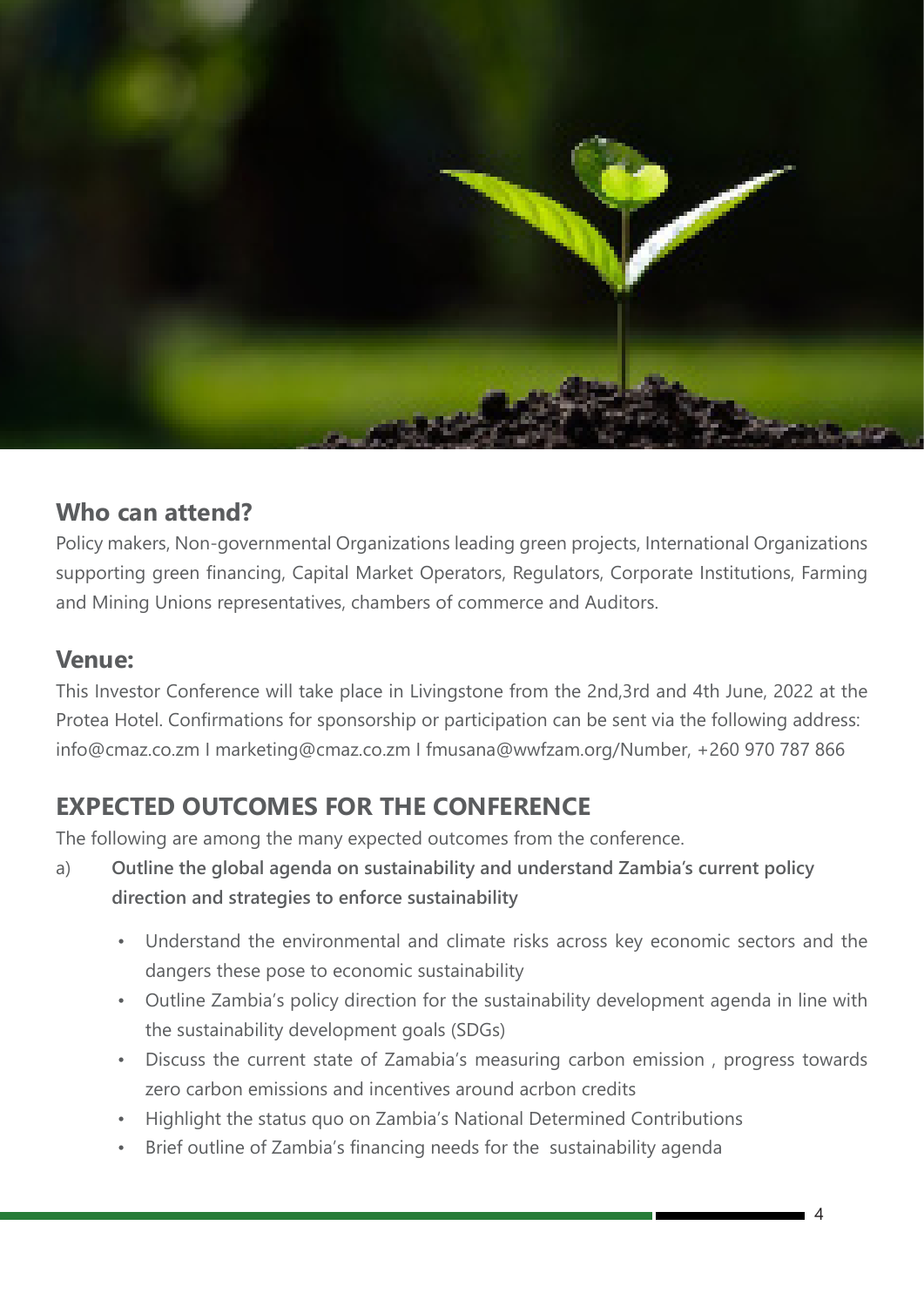## Who can attend?

Policy makers, Non-governmental Organizations leading green projects, International Organizations supporting green financing, Capital Market Operators, Regulators, Corporate Institutions, Farming and Mining Unions representatives, chambers of commerce and Auditors.

## Venue:

This Investor Conference will take place in Livingstone from the 2nd,3rd and 4th June, 2022 at the Protea Hotel. Confirmations for sponsorship or participation can be sent via the following address: info@cmaz.co.zm I marketing@cmaz.co.zm I fmusana@wwfzam.org/Number, +260 970 787 866

## EXPECTED OUTCOMES FOR THE CONFERENCE

The following are among the many expected outcomes from the conference.

a) **Outline the global agenda on sustainability and understand Zambia's current policy direction and strategies to enforce sustainability**

- Understand the environmental and climate risks across key economic sectors and the dangers these pose to economic sustainability
- Outline Zambia's policy direction for the sustainability development agenda in line with the sustainability development goals (SDGs)
- Discuss the current state of Zamabia's measuring carbon emission , progress towards zero carbon emissions and incentives around acrbon credits
- Highlight the status quo on Zambia's National Determined Contributions
- Brief outline of Zambia's financing needs for the sustainability agenda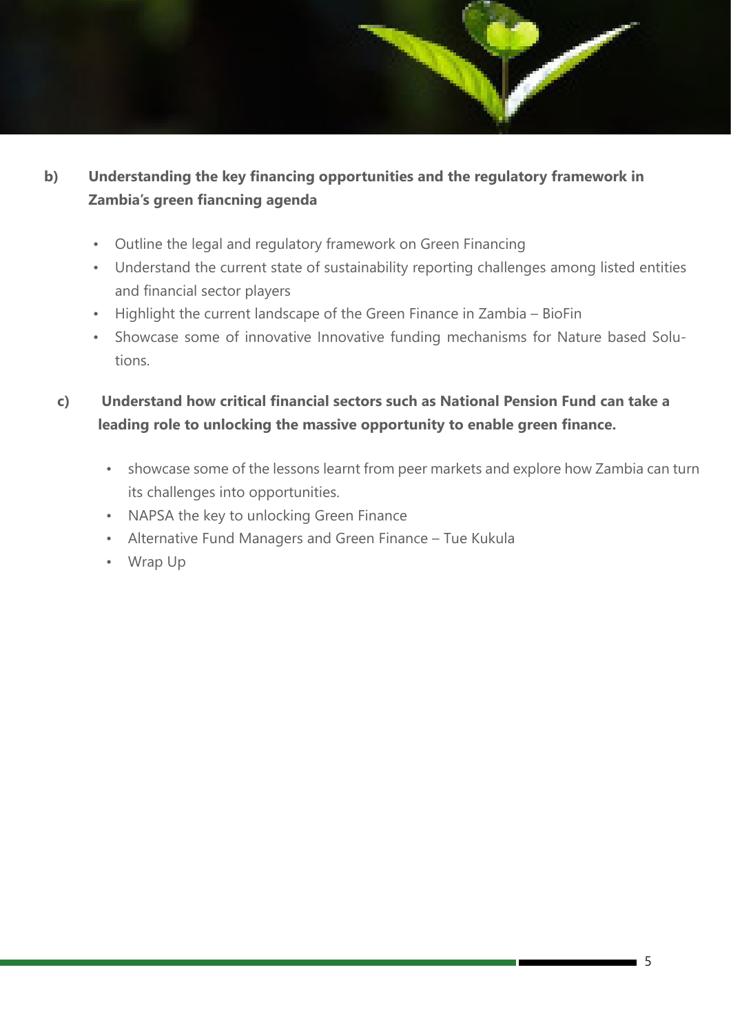**b) Understanding the key financing opportunities and the regulatory framework in Zambia's green fiancning agenda**

- Outline the legal and regulatory framework on Green Financing
- Understand the current state of sustainability reporting challenges among listed entities and financial sector players
- Highlight the current landscape of the Green Finance in Zambia – BioFin
- Showcase some of innovative Innovative funding mechanisms for Nature based Solutions.

**c) Understand how critical financial sectors such as National Pension Fund can take a leading role to unlocking the massive opportunity to enable green finance.**

- showcase some of the lessons learnt from peer markets and explore how Zambia can turn its challenges into opportunities.
- NAPSA the key to unlocking Green Finance
- Alternative Fund Managers and Green Finance – Tue Kukula
- Wrap Up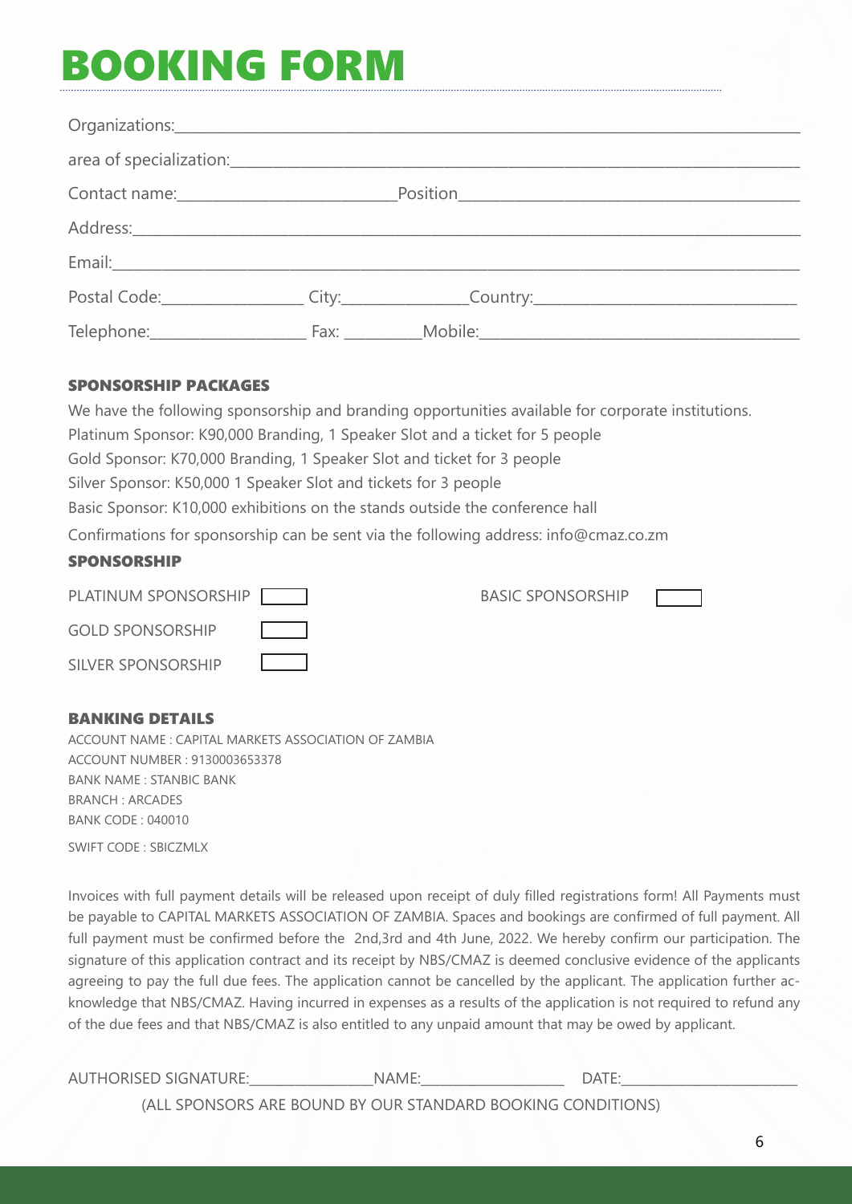# BOOKING FORM

Organizations:\_\_\_\_\_\_\_\_\_\_\_\_\_\_\_\_\_\_\_\_\_\_\_\_\_\_\_\_\_\_\_\_\_\_\_\_\_\_\_\_\_\_\_\_

area of specialization:\_\_\_\_\_\_\_\_\_\_\_\_\_\_\_\_\_\_\_\_\_\_\_\_\_\_\_\_\_\_\_\_\_\_\_\_\_\_\_\_

Contact name:\_\_\_\_\_\_\_\_\_\_\_\_\_\_\_\_\_\_\_\_\_\_ Position\_\_\_\_\_\_\_\_\_\_\_\_\_\_\_\_\_\_\_\_\_\_\_\_\_\_\_\_

Address:\_\_\_\_\_\_\_\_\_\_\_\_\_\_\_\_\_\_\_\_\_\_\_\_\_\_\_\_\_\_\_\_\_\_\_\_\_\_\_\_\_\_\_\_\_\_\_\_

Email:\_\_\_\_\_\_\_\_\_\_\_\_\_\_\_\_\_\_\_\_\_\_\_\_\_\_\_\_\_\_\_\_\_\_\_\_\_\_\_\_\_\_\_\_\_\_\_\_\_\_

Postal Code:\_\_\_\_\_\_\_\_\_\_\_\_\_\_\_ City:\_\_\_\_\_\_\_\_\_\_\_\_\_\_ Country:\_\_\_\_\_\_\_\_\_\_\_\_\_\_\_\_\_\_\_\_\_\_\_\_

Telephone:\_\_\_\_\_\_\_\_\_\_\_\_\_\_\_\_\_ Fax: \_\_\_\_\_\_\_\_\_ Mobile:\_\_\_\_\_\_\_\_\_\_\_\_\_\_\_\_\_\_\_\_\_\_\_\_\_\_\_\_

### SPONSORSHIP PACKAGES

We have the following sponsorship and branding opportunities available for corporate institutions.

Platinum Sponsor: K90,000 Branding, 1 Speaker Slot and a ticket for 5 people

Gold Sponsor: K70,000 Branding, 1 Speaker Slot and ticket for 3 people

Silver Sponsor: K50,000 1 Speaker Slot and tickets for 3 people

Basic Sponsor: K10,000 exhibitions on the stands outside the conference hall

Confirmations for sponsorship can be sent via the following address: info@cmaz.co.zm

### SPONSORSHIP

PLATINUM SPONSORSHIP ☐

GOLD SPONSORSHIP ☐

SILVER SPONSORSHIP ☐

BASIC SPONSORSHIP ☐

### BANKING DETAILS

ACCOUNT NAME : CAPITAL MARKETS ASSOCIATION OF ZAMBIA

ACCOUNT NUMBER : 9130003653378

BANK NAME : STANBIC BANK

BRANCH : ARCADES

BANK CODE : 040010

SWIFT CODE : SBICZMLX

Invoices with full payment details will be released upon receipt of duly filled registrations form! All Payments must be payable to CAPITAL MARKETS ASSOCIATION OF ZAMBIA. Spaces and bookings are confirmed of full payment. All full payment must be confirmed before the 2nd,3rd and 4th June, 2022. We hereby confirm our participation. The signature of this application contract and its receipt by NBS/CMAZ is deemed conclusive evidence of the applicants agreeing to pay the full due fees. The application cannot be cancelled by the applicant. The application further acknowledge that NBS/CMAZ. Having incurred in expenses as a results of the application is not required to refund any of the due fees and that NBS/CMAZ is also entitled to any unpaid amount that may be owed by applicant.

AUTHORISED SIGNATURE:\_\_\_\_\_\_\_\_\_\_\_\_\_\_\_ NAME:\_\_\_\_\_\_\_\_\_\_\_\_\_\_\_\_\_ DATE:\_\_\_\_\_\_\_\_\_\_\_\_\_\_\_\_\_\_\_\_

(ALL SPONSORS ARE BOUND BY OUR STANDARD BOOKING CONDITIONS)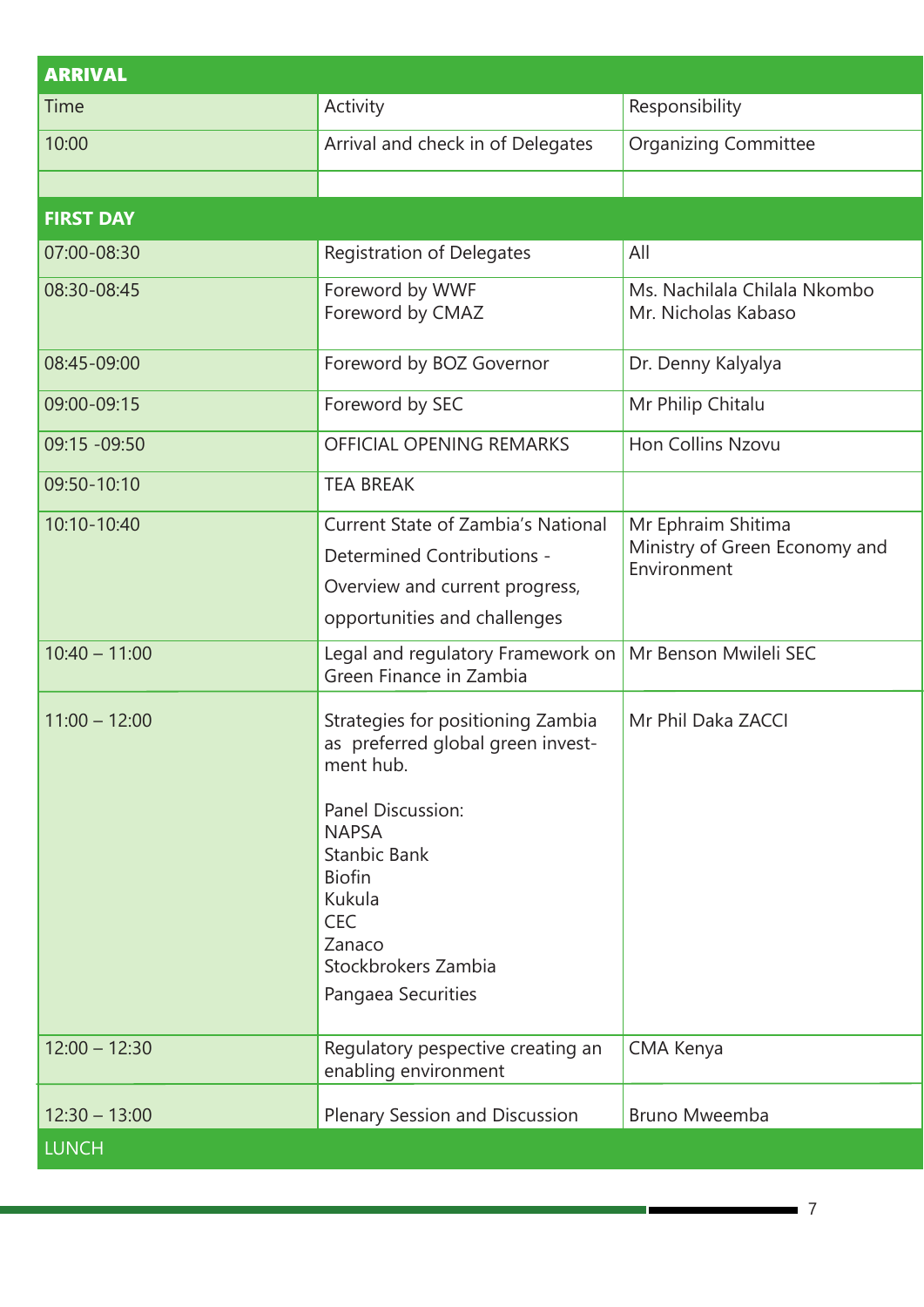| ARRIVAL | | |
|---|---|---|
| Time | Activity | Responsibility |
| 10:00 | Arrival and check in of Delegates | Organizing Committee |
| | | |
| **FIRST DAY** | | |
| 07:00-08:30 | Registration of Delegates | All |
| 08:30-08:45 | Foreword by WWF<br>Foreword by CMAZ | Ms. Nachilala Chilala Nkombo<br>Mr. Nicholas Kabaso |
| 08:45-09:00 | Foreword by BOZ Governor | Dr. Denny Kalyalya |
| 09:00-09:15 | Foreword by SEC | Mr Philip Chitalu |
| 09:15 -09:50 | OFFICIAL OPENING REMARKS | Hon Collins Nzovu |
| 09:50-10:10 | TEA BREAK | |
| 10:10-10:40 | Current State of Zambia's National Determined Contributions - Overview and current progress, opportunities and challenges | Mr Ephraim Shitima<br>Ministry of Green Economy and Environment |
| 10:40 – 11:00 | Legal and regulatory Framework on Green Finance in Zambia | Mr Benson Mwileli SEC |
| 11:00 – 12:00 | Strategies for positioning Zambia as preferred global green investment hub.<br><br>Panel Discussion:<br>NAPSA<br>Stanbic Bank<br>Biofin<br>Kukula<br>CEC<br>Zanaco<br>Stockbrokers Zambia<br>Pangaea Securities | Mr Phil Daka ZACCI |
| 12:00 – 12:30 | Regulatory pespective creating an enabling environment | CMA Kenya |
| 12:30 – 13:00 | Plenary Session and Discussion | Bruno Mweemba |
| LUNCH | | |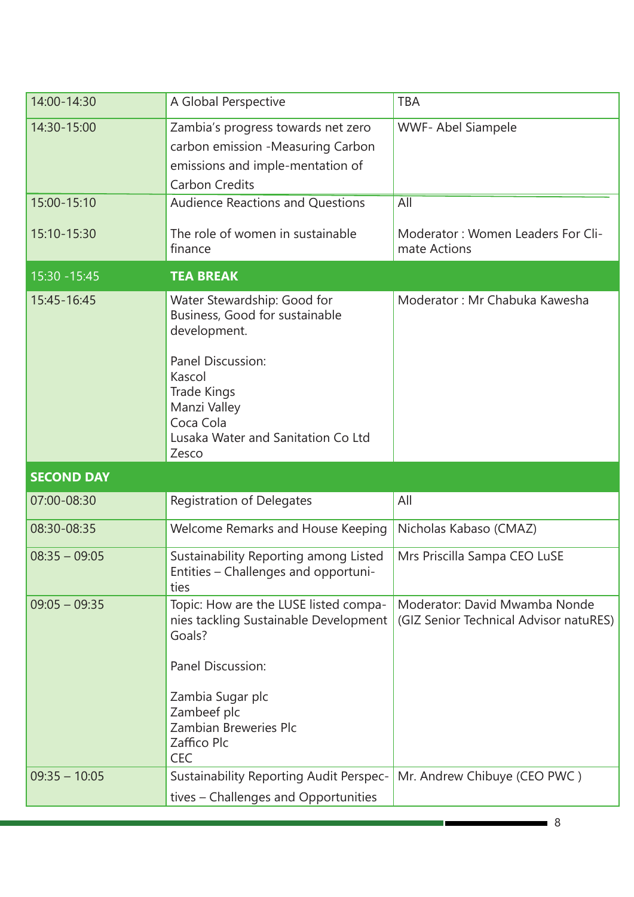| | | |
|---|---|---|
| 14:00-14:30 | A Global Perspective | TBA |
| 14:30-15:00 | Zambia's progress towards net zero carbon emission -Measuring Carbon emissions and imple-mentation of Carbon Credits | WWF- Abel Siampele |
| 15:00-15:10<br><br>15:10-15:30 | Audience Reactions and Questions<br><br>The role of women in sustainable finance | All<br><br>Moderator : Women Leaders For Cli-mate Actions |
| 15:30 -15:45 | **TEA BREAK** | |
| 15:45-16:45 | Water Stewardship: Good for Business, Good for sustainable development.<br><br>Panel Discussion:<br>Kascol<br>Trade Kings<br>Manzi Valley<br>Coca Cola<br>Lusaka Water and Sanitation Co Ltd<br>Zesco | Moderator : Mr Chabuka Kawesha |
| **SECOND DAY** | | |
| 07:00-08:30 | Registration of Delegates | All |
| 08:30-08:35 | Welcome Remarks and House Keeping | Nicholas Kabaso (CMAZ) |
| 08:35 – 09:05 | Sustainability Reporting among Listed Entities – Challenges and opportuni-ties | Mrs Priscilla Sampa CEO LuSE |
| 09:05 – 09:35 | Topic: How are the LUSE listed compa-nies tackling Sustainable Development Goals?<br><br>Panel Discussion:<br><br>Zambia Sugar plc<br>Zambeef plc<br>Zambian Breweries Plc<br>Zaffico Plc<br>CEC | Moderator: David Mwamba Nonde (GIZ Senior Technical Advisor natuRES) |
| 09:35 – 10:05 | Sustainability Reporting Audit Perspec-tives – Challenges and Opportunities | Mr. Andrew Chibuye (CEO PWC ) |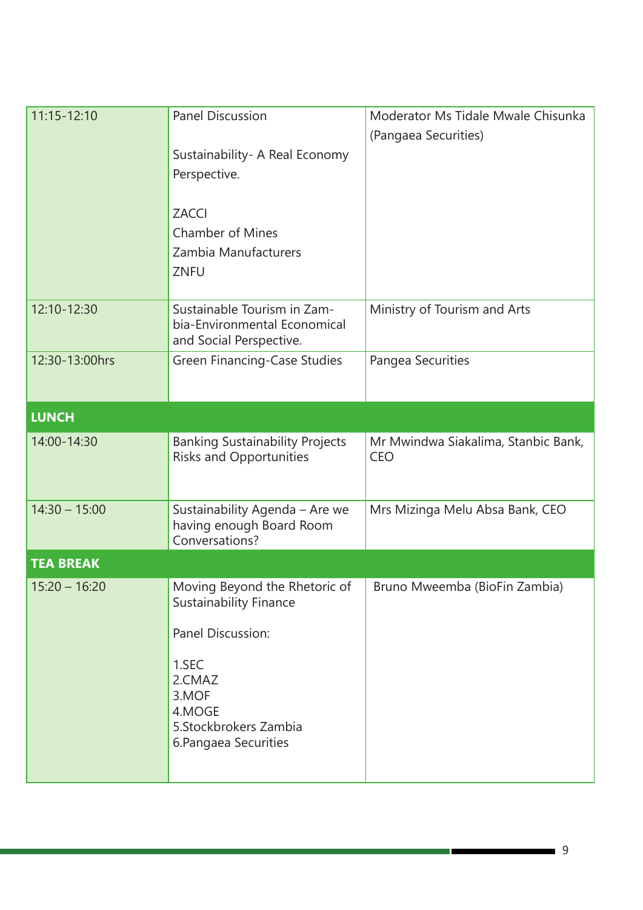| | | |
|---|---|---|
| 11:15-12:10 | Panel Discussion<br><br>Sustainability- A Real Economy Perspective.<br><br>ZACCI<br>Chamber of Mines<br>Zambia Manufacturers<br>ZNFU | Moderator Ms Tidale Mwale Chisunka (Pangaea Securities) |
| 12:10-12:30 | Sustainable Tourism in Zambia-Environmental Economical and Social Perspective. | Ministry of Tourism and Arts |
| 12:30-13:00hrs | Green Financing-Case Studies | Pangea Securities |
| **LUNCH** | | |
| 14:00-14:30 | Banking Sustainability Projects Risks and Opportunities | Mr Mwindwa Siakalima, Stanbic Bank, CEO |
| 14:30 – 15:00 | Sustainability Agenda – Are we having enough Board Room Conversations? | Mrs Mizinga Melu Absa Bank, CEO |
| **TEA BREAK** | | |
| 15:20 – 16:20 | Moving Beyond the Rhetoric of Sustainability Finance<br><br>Panel Discussion:<br><br>1.SEC<br>2.CMAZ<br>3.MOF<br>4.MOGE<br>5.Stockbrokers Zambia<br>6.Pangaea Securities | Bruno Mweemba (BioFin Zambia) |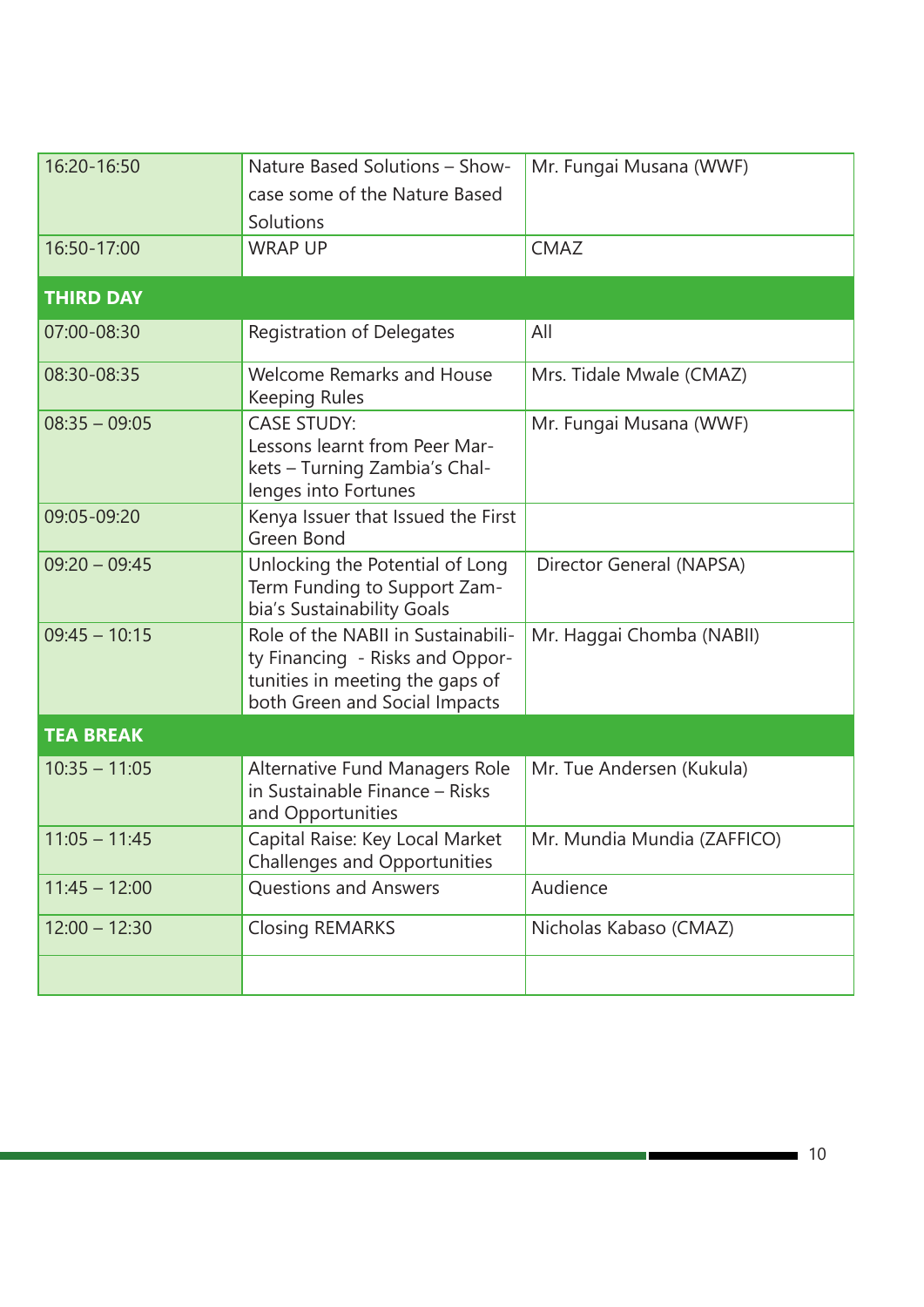| | | |
|---|---|---|
| 16:20-16:50 | Nature Based Solutions – Showcase some of the Nature Based Solutions | Mr. Fungai Musana (WWF) |
| 16:50-17:00 | WRAP UP | CMAZ |
| **THIRD DAY** | | |
| 07:00-08:30 | Registration of Delegates | All |
| 08:30-08:35 | Welcome Remarks and House Keeping Rules | Mrs. Tidale Mwale (CMAZ) |
| 08:35 – 09:05 | CASE STUDY:<br>Lessons learnt from Peer Markets – Turning Zambia's Challenges into Fortunes | Mr. Fungai Musana (WWF) |
| 09:05-09:20 | Kenya Issuer that Issued the First Green Bond | |
| 09:20 – 09:45 | Unlocking the Potential of Long Term Funding to Support Zambia's Sustainability Goals | Director General (NAPSA) |
| 09:45 – 10:15 | Role of the NABII in Sustainability Financing - Risks and Opportunities in meeting the gaps of both Green and Social Impacts | Mr. Haggai Chomba (NABII) |
| **TEA BREAK** | | |
| 10:35 – 11:05 | Alternative Fund Managers Role in Sustainable Finance – Risks and Opportunities | Mr. Tue Andersen (Kukula) |
| 11:05 – 11:45 | Capital Raise: Key Local Market Challenges and Opportunities | Mr. Mundia Mundia (ZAFFICO) |
| 11:45 – 12:00 | Questions and Answers | Audience |
| 12:00 – 12:30 | Closing REMARKS | Nicholas Kabaso (CMAZ) |
| | | |